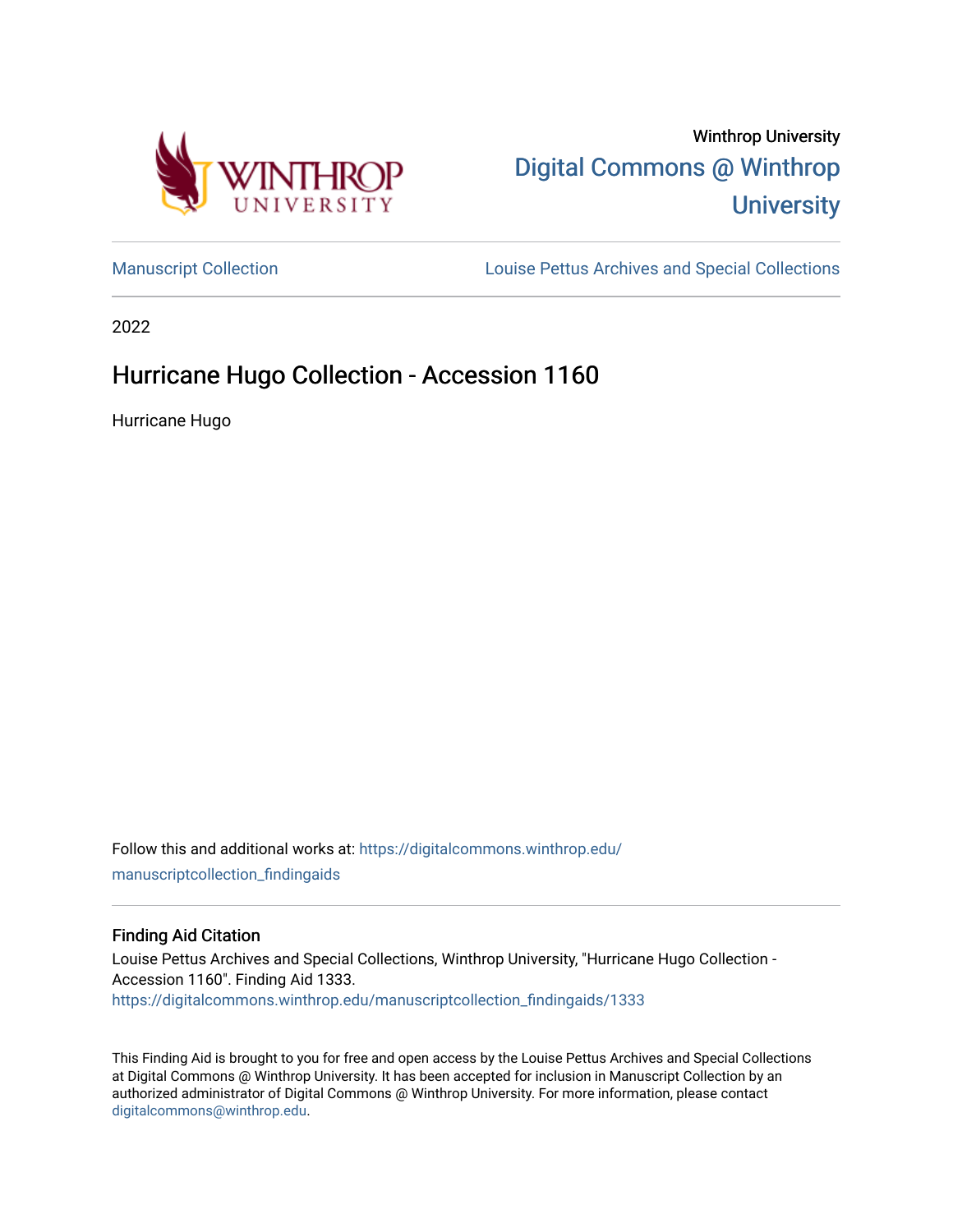Winthrop University

Digital Commons @ Winthrop University

Manuscript Collection

Louise Pettus Archives and Special Collections

2022

# Hurricane Hugo Collection - Accession 1160

Hurricane Hugo

Follow this and additional works at: https://digitalcommons.winthrop.edu/manuscriptcollection_findingaids

## Finding Aid Citation

Louise Pettus Archives and Special Collections, Winthrop University, "Hurricane Hugo Collection - Accession 1160". Finding Aid 1333.
https://digitalcommons.winthrop.edu/manuscriptcollection_findingaids/1333

This Finding Aid is brought to you for free and open access by the Louise Pettus Archives and Special Collections at Digital Commons @ Winthrop University. It has been accepted for inclusion in Manuscript Collection by an authorized administrator of Digital Commons @ Winthrop University. For more information, please contact digitalcommons@winthrop.edu.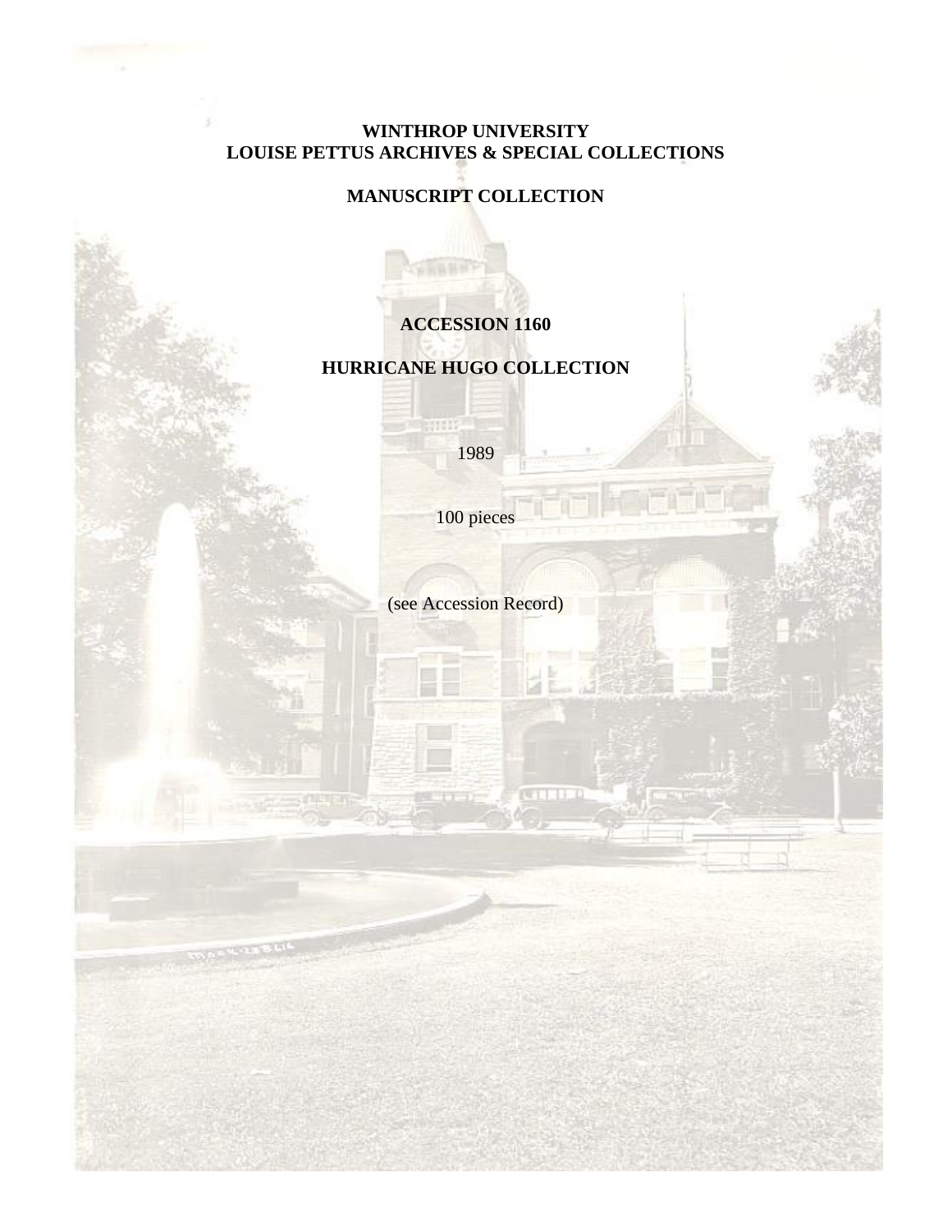**WINTHROP UNIVERSITY**
**LOUISE PETTUS ARCHIVES & SPECIAL COLLECTIONS**

**MANUSCRIPT COLLECTION**

**ACCESSION 1160**

**HURRICANE HUGO COLLECTION**

1989

100 pieces

(see Accession Record)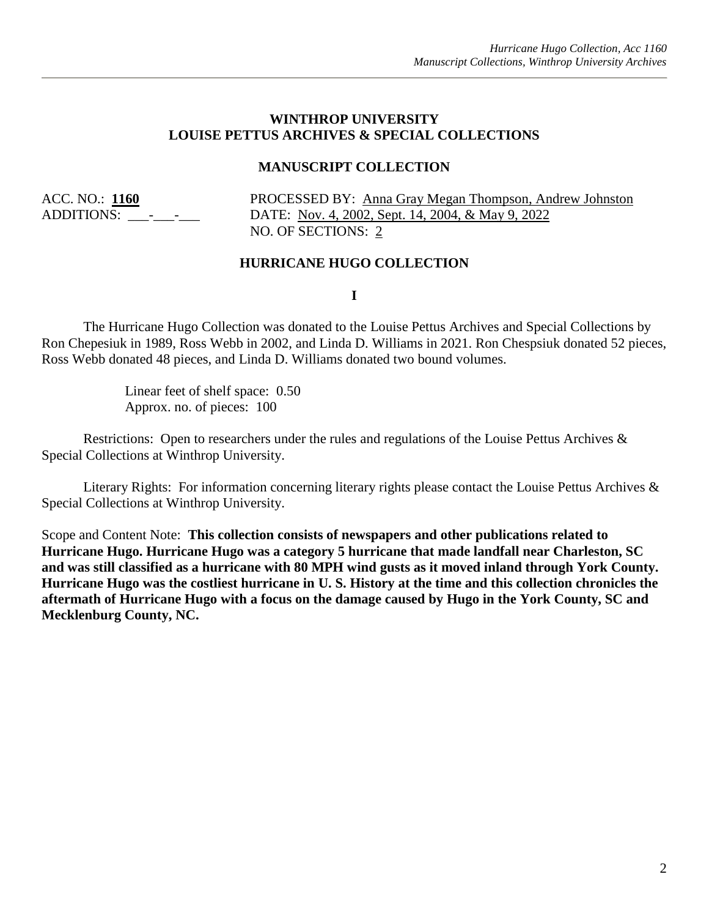**WINTHROP UNIVERSITY**
**LOUISE PETTUS ARCHIVES & SPECIAL COLLECTIONS**

**MANUSCRIPT COLLECTION**

ACC. NO.: **1160** PROCESSED BY: Anna Gray Megan Thompson, Andrew Johnston
ADDITIONS: \_\_\_-\_\_\_-\_\_\_ DATE: Nov. 4, 2002, Sept. 14, 2004, & May 9, 2022
NO. OF SECTIONS: 2

**HURRICANE HUGO COLLECTION**

**I**

The Hurricane Hugo Collection was donated to the Louise Pettus Archives and Special Collections by Ron Chepesiuk in 1989, Ross Webb in 2002, and Linda D. Williams in 2021. Ron Chespsiuk donated 52 pieces, Ross Webb donated 48 pieces, and Linda D. Williams donated two bound volumes.

Linear feet of shelf space: 0.50
Approx. no. of pieces: 100

Restrictions: Open to researchers under the rules and regulations of the Louise Pettus Archives & Special Collections at Winthrop University.

Literary Rights: For information concerning literary rights please contact the Louise Pettus Archives & Special Collections at Winthrop University.

Scope and Content Note: **This collection consists of newspapers and other publications related to Hurricane Hugo. Hurricane Hugo was a category 5 hurricane that made landfall near Charleston, SC and was still classified as a hurricane with 80 MPH wind gusts as it moved inland through York County. Hurricane Hugo was the costliest hurricane in U. S. History at the time and this collection chronicles the aftermath of Hurricane Hugo with a focus on the damage caused by Hugo in the York County, SC and Mecklenburg County, NC.**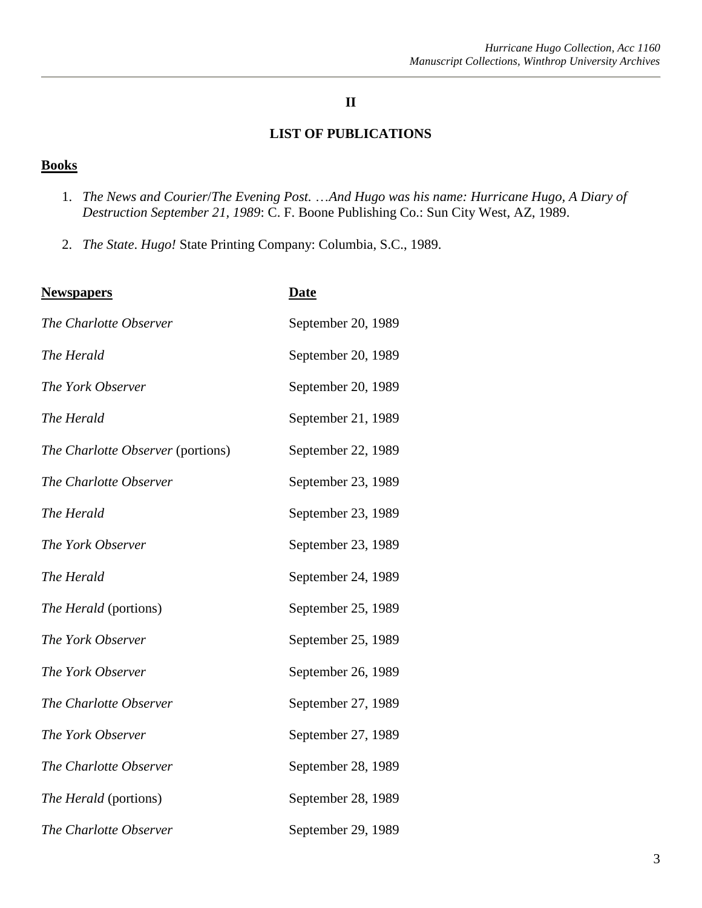## II

## LIST OF PUBLICATIONS

**Books**

1. *The News and Courier*/*The Evening Post*. *…And Hugo was his name: Hurricane Hugo, A Diary of Destruction September 21, 1989*: C. F. Boone Publishing Co.: Sun City West, AZ, 1989.

2. *The State*. *Hugo!* State Printing Company: Columbia, S.C., 1989.

| **Newspapers** | **Date** |
|---|---|
| *The Charlotte Observer* | September 20, 1989 |
| *The Herald* | September 20, 1989 |
| *The York Observer* | September 20, 1989 |
| *The Herald* | September 21, 1989 |
| *The Charlotte Observer* (portions) | September 22, 1989 |
| *The Charlotte Observer* | September 23, 1989 |
| *The Herald* | September 23, 1989 |
| *The York Observer* | September 23, 1989 |
| *The Herald* | September 24, 1989 |
| *The Herald* (portions) | September 25, 1989 |
| *The York Observer* | September 25, 1989 |
| *The York Observer* | September 26, 1989 |
| *The Charlotte Observer* | September 27, 1989 |
| *The York Observer* | September 27, 1989 |
| *The Charlotte Observer* | September 28, 1989 |
| *The Herald* (portions) | September 28, 1989 |
| *The Charlotte Observer* | September 29, 1989 |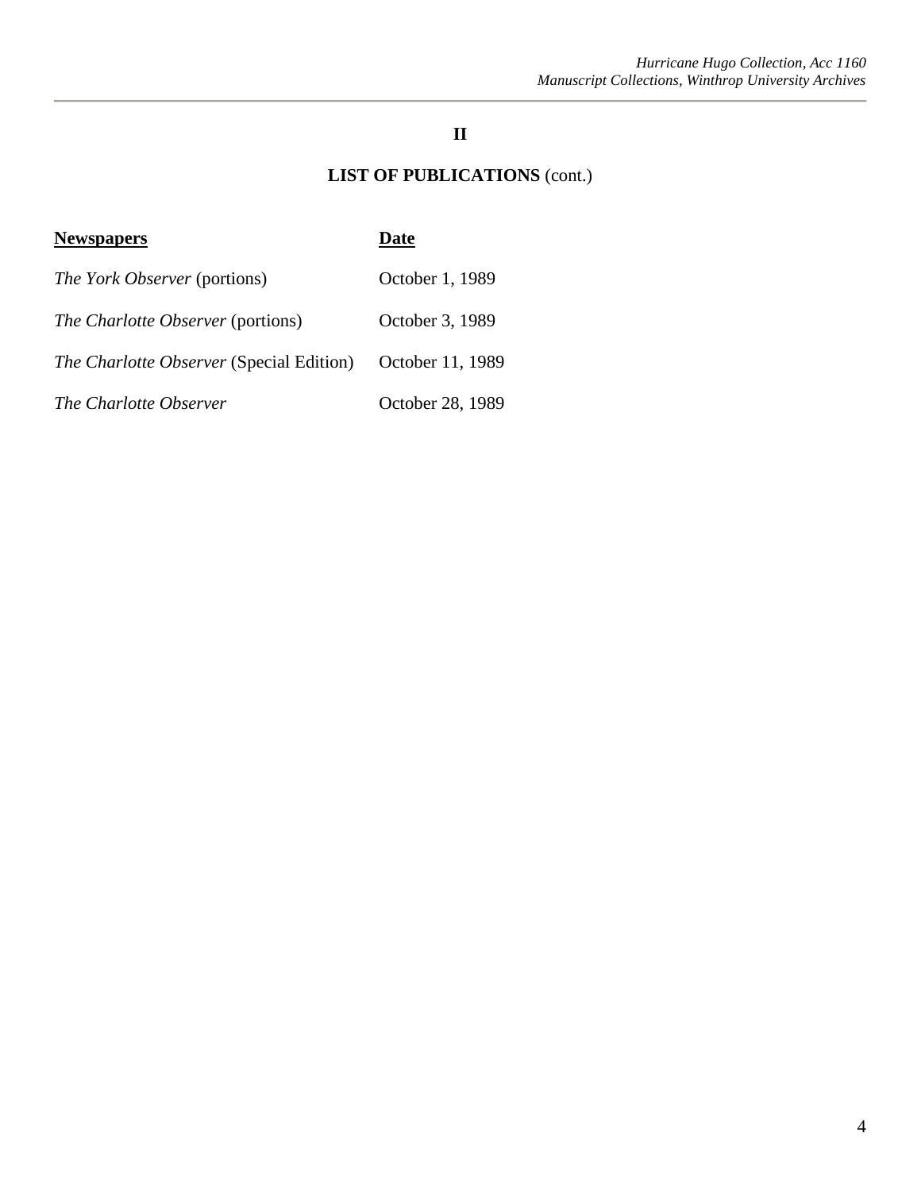## II

## **LIST OF PUBLICATIONS** (cont.)

| **Newspapers** | **Date** |
|---|---|
| *The York Observer* (portions) | October 1, 1989 |
| *The Charlotte Observer* (portions) | October 3, 1989 |
| *The Charlotte Observer* (Special Edition) | October 11, 1989 |
| *The Charlotte Observer* | October 28, 1989 |